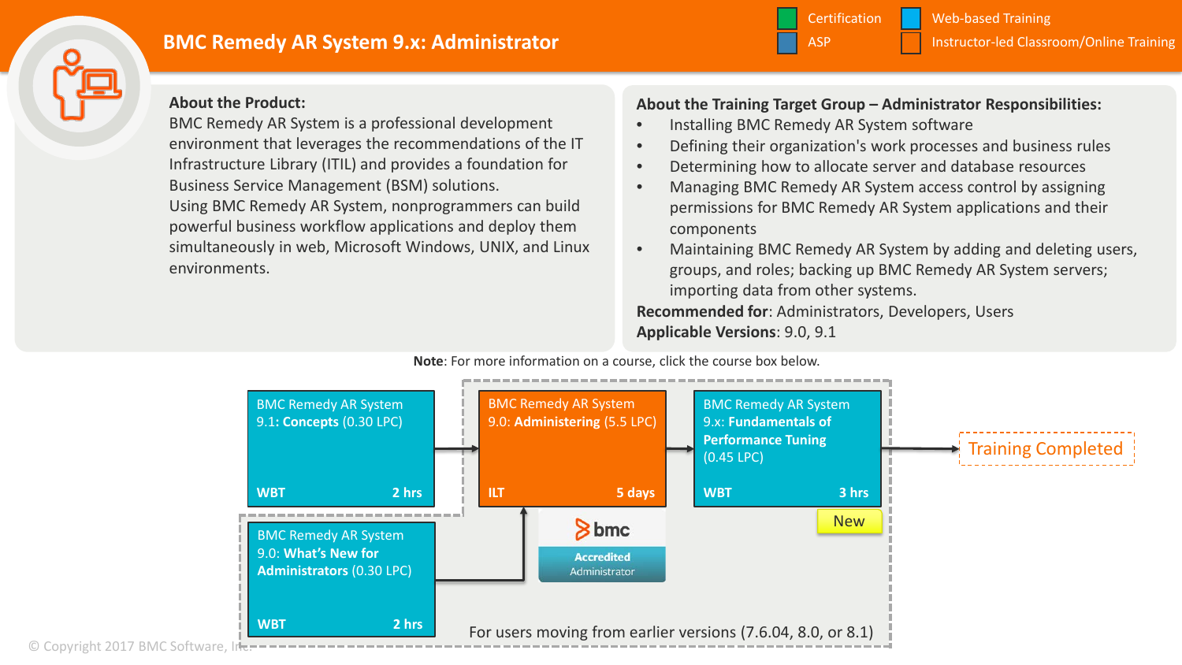# BMC Remedy AR System 9.x: Administrator

**Legend:** Certification | Web-based Training | ASP | Instructor-led Classroom/Online Training

**About the Product:**
BMC Remedy AR System is a professional development environment that leverages the recommendations of the IT Infrastructure Library (ITIL) and provides a foundation for Business Service Management (BSM) solutions.
Using BMC Remedy AR System, nonprogrammers can build powerful business workflow applications and deploy them simultaneously in web, Microsoft Windows, UNIX, and Linux environments.

**About the Training Target Group – Administrator Responsibilities:**

- Installing BMC Remedy AR System software
- Defining their organization's work processes and business rules
- Determining how to allocate server and database resources
- Managing BMC Remedy AR System access control by assigning permissions for BMC Remedy AR System applications and their components
- Maintaining BMC Remedy AR System by adding and deleting users, groups, and roles; backing up BMC Remedy AR System servers; importing data from other systems.

**Recommended for**: Administrators, Developers, Users
**Applicable Versions**: 9.0, 9.1

**Note**: For more information on a course, click the course box below.

- BMC Remedy AR System 9.1: **Concepts** (0.30 LPC) — WBT, 2 hrs
- BMC Remedy AR System 9.0: **Administering** (5.5 LPC) — ILT, 5 days
- BMC Remedy AR System 9.x: **Fundamentals of Performance Tuning** (0.45 LPC) — WBT, 3 hrs — New
- BMC Remedy AR System 9.0: **What's New for Administrators** (0.30 LPC) — WBT, 2 hrs

bmc Accredited Administrator

For users moving from earlier versions (7.6.04, 8.0, or 8.1)

Training Completed

© Copyright 2017 BMC Software, Inc.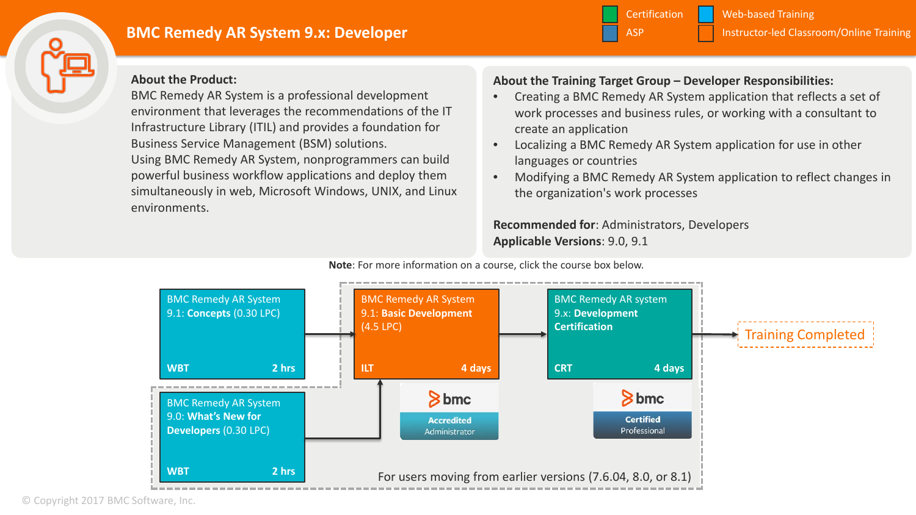# BMC Remedy AR System 9.x: Developer

Certification | ASP | Web-based Training | Instructor-led Classroom/Online Training

**About the Product:**

BMC Remedy AR System is a professional development environment that leverages the recommendations of the IT Infrastructure Library (ITIL) and provides a foundation for Business Service Management (BSM) solutions.

Using BMC Remedy AR System, nonprogrammers can build powerful business workflow applications and deploy them simultaneously in web, Microsoft Windows, UNIX, and Linux environments.

**About the Training Target Group – Developer Responsibilities:**

- Creating a BMC Remedy AR System application that reflects a set of work processes and business rules, or working with a consultant to create an application
- Localizing a BMC Remedy AR System application for use in other languages or countries
- Modifying a BMC Remedy AR System application to reflect changes in the organization's work processes

**Recommended for**: Administrators, Developers

**Applicable Versions**: 9.0, 9.1

**Note**: For more information on a course, click the course box below.

BMC Remedy AR System 9.1: **Concepts** (0.30 LPC)
WBT 2 hrs

BMC Remedy AR System 9.0: **What's New for Developers** (0.30 LPC)
WBT 2 hrs

BMC Remedy AR System 9.1: **Basic Development** (4.5 LPC)
ILT 4 days

bmc Accredited Administrator

BMC Remedy AR system 9.x: **Development Certification**
CRT 4 days

bmc Certified Professional

Training Completed

For users moving from earlier versions (7.6.04, 8.0, or 8.1)

© Copyright 2017 BMC Software, Inc.